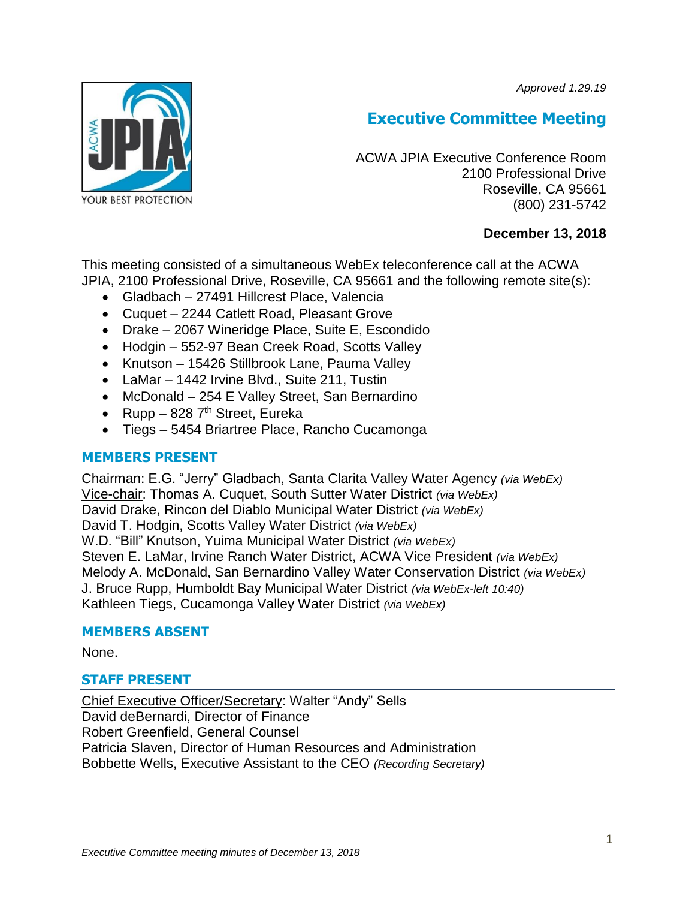*Approved 1.29.19*

# Executive Committee Meeting

ACWA JPIA Executive Conference Room
2100 Professional Drive
Roseville, CA 95661
(800) 231-5742

**December 13, 2018**

This meeting consisted of a simultaneous WebEx teleconference call at the ACWA JPIA, 2100 Professional Drive, Roseville, CA 95661 and the following remote site(s):

- Gladbach – 27491 Hillcrest Place, Valencia
- Cuquet – 2244 Catlett Road, Pleasant Grove
- Drake – 2067 Wineridge Place, Suite E, Escondido
- Hodgin – 552-97 Bean Creek Road, Scotts Valley
- Knutson – 15426 Stillbrook Lane, Pauma Valley
- LaMar – 1442 Irvine Blvd., Suite 211, Tustin
- McDonald – 254 E Valley Street, San Bernardino
- Rupp – 828 7th Street, Eureka
- Tiegs – 5454 Briartree Place, Rancho Cucamonga

## MEMBERS PRESENT

Chairman: E.G. “Jerry” Gladbach, Santa Clarita Valley Water Agency *(via WebEx)*
Vice-chair: Thomas A. Cuquet, South Sutter Water District *(via WebEx)*
David Drake, Rincon del Diablo Municipal Water District *(via WebEx)*
David T. Hodgin, Scotts Valley Water District *(via WebEx)*
W.D. “Bill” Knutson, Yuima Municipal Water District *(via WebEx)*
Steven E. LaMar, Irvine Ranch Water District, ACWA Vice President *(via WebEx)*
Melody A. McDonald, San Bernardino Valley Water Conservation District *(via WebEx)*
J. Bruce Rupp, Humboldt Bay Municipal Water District *(via WebEx-left 10:40)*
Kathleen Tiegs, Cucamonga Valley Water District *(via WebEx)*

## MEMBERS ABSENT

None.

## STAFF PRESENT

Chief Executive Officer/Secretary: Walter “Andy” Sells
David deBernardi, Director of Finance
Robert Greenfield, General Counsel
Patricia Slaven, Director of Human Resources and Administration
Bobbette Wells, Executive Assistant to the CEO *(Recording Secretary)*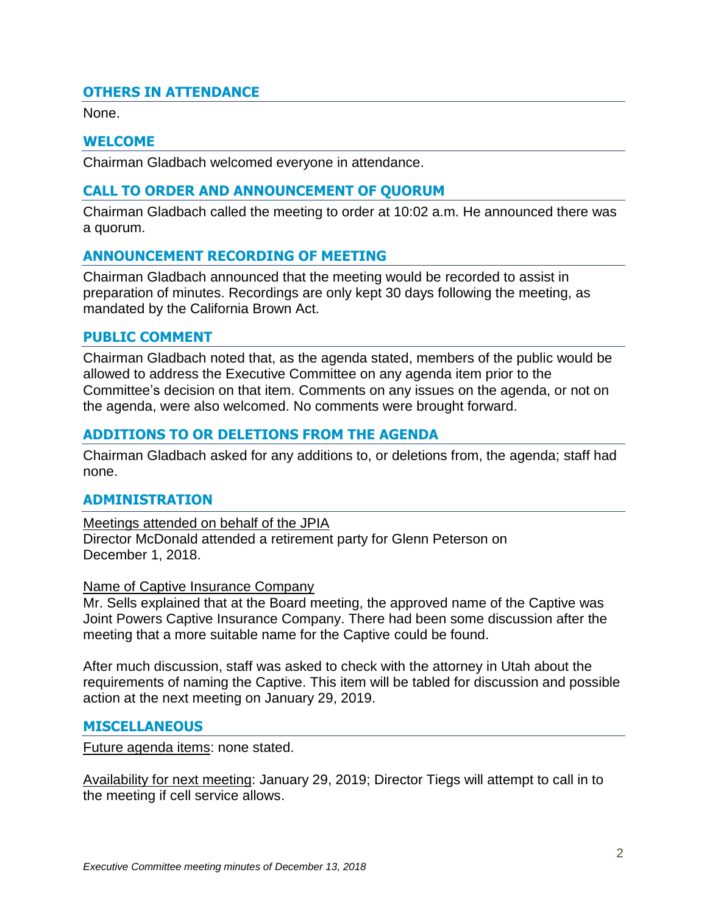## OTHERS IN ATTENDANCE

None.

## WELCOME

Chairman Gladbach welcomed everyone in attendance.

## CALL TO ORDER AND ANNOUNCEMENT OF QUORUM

Chairman Gladbach called the meeting to order at 10:02 a.m. He announced there was a quorum.

## ANNOUNCEMENT RECORDING OF MEETING

Chairman Gladbach announced that the meeting would be recorded to assist in preparation of minutes. Recordings are only kept 30 days following the meeting, as mandated by the California Brown Act.

## PUBLIC COMMENT

Chairman Gladbach noted that, as the agenda stated, members of the public would be allowed to address the Executive Committee on any agenda item prior to the Committee's decision on that item. Comments on any issues on the agenda, or not on the agenda, were also welcomed. No comments were brought forward.

## ADDITIONS TO OR DELETIONS FROM THE AGENDA

Chairman Gladbach asked for any additions to, or deletions from, the agenda; staff had none.

## ADMINISTRATION

Meetings attended on behalf of the JPIA
Director McDonald attended a retirement party for Glenn Peterson on December 1, 2018.

Name of Captive Insurance Company
Mr. Sells explained that at the Board meeting, the approved name of the Captive was Joint Powers Captive Insurance Company. There had been some discussion after the meeting that a more suitable name for the Captive could be found.

After much discussion, staff was asked to check with the attorney in Utah about the requirements of naming the Captive. This item will be tabled for discussion and possible action at the next meeting on January 29, 2019.

## MISCELLANEOUS

Future agenda items: none stated.

Availability for next meeting: January 29, 2019; Director Tiegs will attempt to call in to the meeting if cell service allows.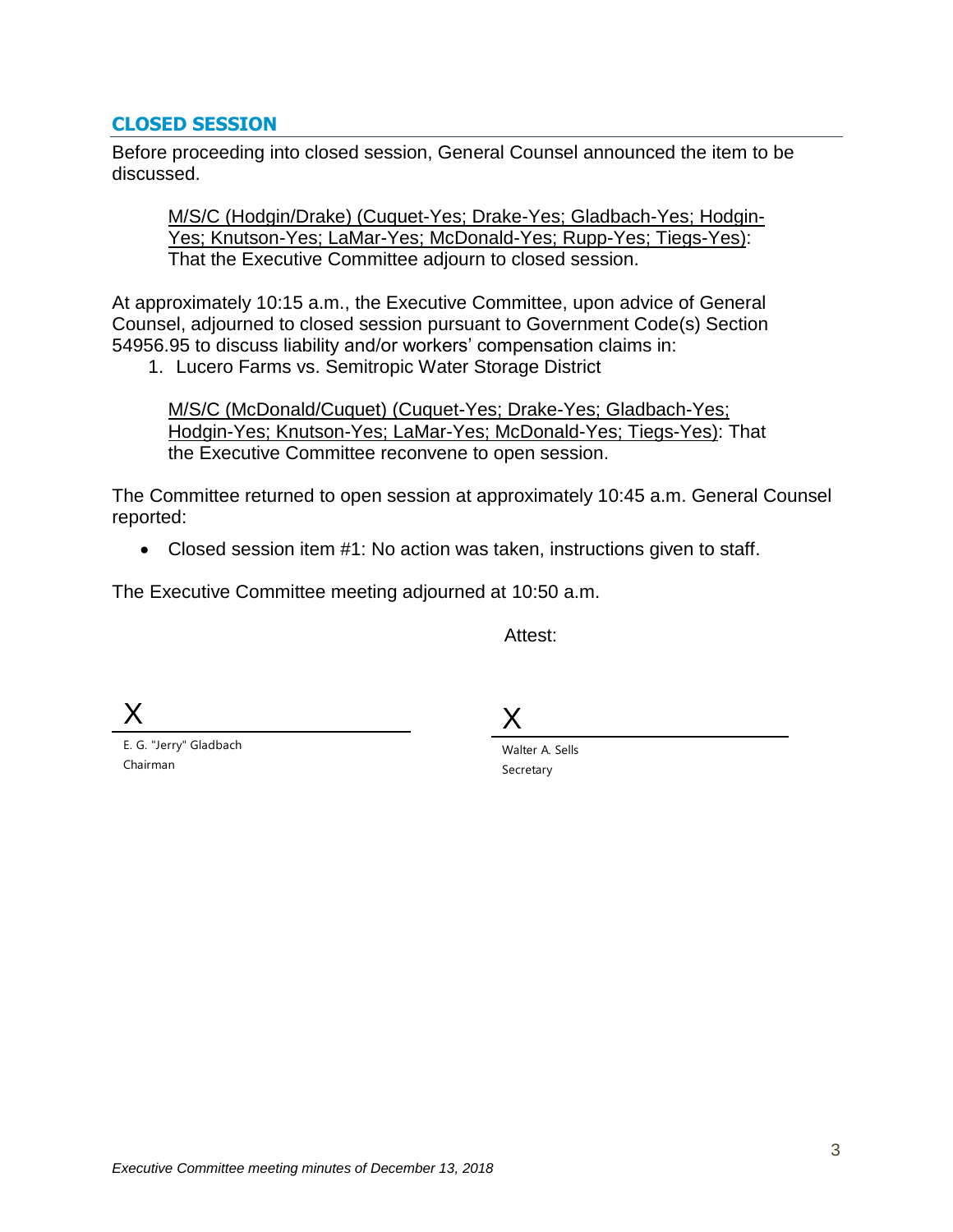## CLOSED SESSION

Before proceeding into closed session, General Counsel announced the item to be discussed.

> M/S/C (Hodgin/Drake) (Cuquet-Yes; Drake-Yes; Gladbach-Yes; Hodgin-Yes; Knutson-Yes; LaMar-Yes; McDonald-Yes; Rupp-Yes; Tiegs-Yes): That the Executive Committee adjourn to closed session.

At approximately 10:15 a.m., the Executive Committee, upon advice of General Counsel, adjourned to closed session pursuant to Government Code(s) Section 54956.95 to discuss liability and/or workers' compensation claims in:

1. Lucero Farms vs. Semitropic Water Storage District

> M/S/C (McDonald/Cuquet) (Cuquet-Yes; Drake-Yes; Gladbach-Yes; Hodgin-Yes; Knutson-Yes; LaMar-Yes; McDonald-Yes; Tiegs-Yes): That the Executive Committee reconvene to open session.

The Committee returned to open session at approximately 10:45 a.m. General Counsel reported:

- Closed session item #1: No action was taken, instructions given to staff.

The Executive Committee meeting adjourned at 10:50 a.m.

Attest:

X

E. G. "Jerry" Gladbach
Chairman

X

Walter A. Sells
Secretary